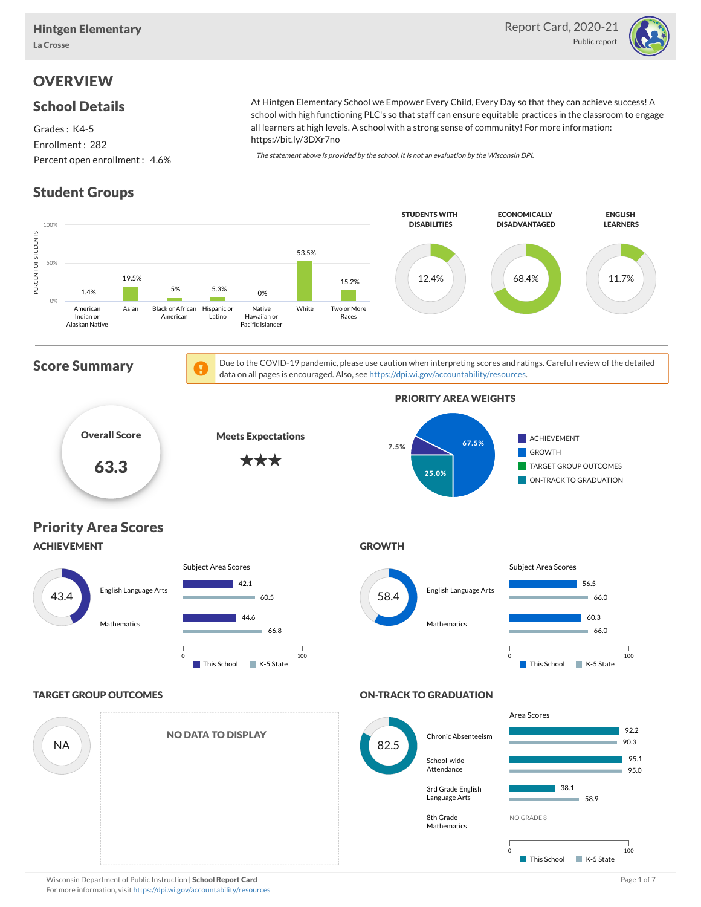# Hintgen Elementary

La Crosse

Report Card, 2020-21
Public report

## OVERVIEW

### School Details

Grades : K4-5
Enrollment : 282
Percent open enrollment : 4.6%

At Hintgen Elementary School we Empower Every Child, Every Day so that they can achieve success! A school with high functioning PLC's so that staff can ensure equitable practices in the classroom to engage all learners at high levels. A school with a strong sense of community! For more information: https://bit.ly/3DXr7no

*The statement above is provided by the school. It is not an evaluation by the Wisconsin DPI.*

### Student Groups

| Group | Percent of Students |
|---|---|
| American Indian or Alaskan Native | 1.4% |
| Asian | 19.5% |
| Black or African American | 5% |
| Hispanic or Latino | 5.3% |
| Native Hawaiian or Pacific Islander | 0% |
| White | 53.5% |
| Two or More Races | 15.2% |

| Students with Disabilities | Economically Disadvantaged | English Learners |
|---|---|---|
| 12.4% | 68.4% | 11.7% |

### Score Summary

Due to the COVID-19 pandemic, please use caution when interpreting scores and ratings. Careful review of the detailed data on all pages is encouraged. Also, see https://dpi.wi.gov/accountability/resources.

**Overall Score**: 63.3

**Meets Expectations** ★★★

**PRIORITY AREA WEIGHTS**

| Priority Area | Weight |
|---|---|
| Achievement | 7.5% |
| Growth | 67.5% |
| Target Group Outcomes | |
| On-Track to Graduation | 25.0% |

### Priority Area Scores

#### ACHIEVEMENT

Score: 43.4

| Subject Area Scores | This School | K-5 State |
|---|---|---|
| English Language Arts | 42.1 | 60.5 |
| Mathematics | 44.6 | 66.8 |

#### GROWTH

Score: 58.4

| Subject Area Scores | This School | K-5 State |
|---|---|---|
| English Language Arts | 56.5 | 66.0 |
| Mathematics | 60.3 | 66.0 |

#### TARGET GROUP OUTCOMES

Score: NA

NO DATA TO DISPLAY

#### ON-TRACK TO GRADUATION

Score: 82.5

| Area Scores | This School | K-5 State |
|---|---|---|
| Chronic Absenteeism | 92.2 | 90.3 |
| School-wide Attendance | 95.1 | 95.0 |
| 3rd Grade English Language Arts | 38.1 | 58.9 |
| 8th Grade Mathematics | NO GRADE 8 | |

Wisconsin Department of Public Instruction | **School Report Card**
For more information, visit https://dpi.wi.gov/accountability/resources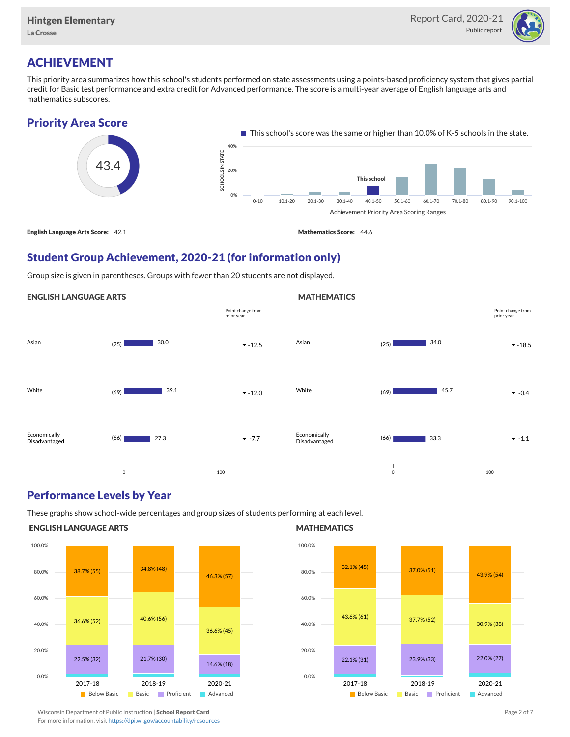Hintgen Elementary
La Crosse

Report Card, 2020-21
Public report

# ACHIEVEMENT

This priority area summarizes how this school's students performed on state assessments using a points-based proficiency system that gives partial credit for Basic test performance and extra credit for Advanced performance. The score is a multi-year average of English language arts and mathematics subscores.

## Priority Area Score

43.4

This school's score was the same or higher than 10.0% of K-5 schools in the state.

| Achievement Priority Area Scoring Ranges | 0-10 | 10.1-20 | 20.1-30 | 30.1-40 | 40.1-50 (This school) | 50.1-60 | 60.1-70 | 70.1-80 | 80.1-90 | 90.1-100 |
|---|---|---|---|---|---|---|---|---|---|---|

**English Language Arts Score:** 42.1

**Mathematics Score:** 44.6

## Student Group Achievement, 2020-21 (for information only)

Group size is given in parentheses. Groups with fewer than 20 students are not displayed.

### ENGLISH LANGUAGE ARTS

| Group | Size | Score | Point change from prior year |
|---|---|---|---|
| Asian | (25) | 30.0 | -12.5 |
| White | (69) | 39.1 | -12.0 |
| Economically Disadvantaged | (66) | 27.3 | -7.7 |

### MATHEMATICS

| Group | Size | Score | Point change from prior year |
|---|---|---|---|
| Asian | (25) | 34.0 | -18.5 |
| White | (69) | 45.7 | -0.4 |
| Economically Disadvantaged | (66) | 33.3 | -1.1 |

## Performance Levels by Year

These graphs show school-wide percentages and group sizes of students performing at each level.

### ENGLISH LANGUAGE ARTS

| Level | 2017-18 | 2018-19 | 2020-21 |
|---|---|---|---|
| Below Basic | 38.7% (55) | 34.8% (48) | 46.3% (57) |
| Basic | 36.6% (52) | 40.6% (56) | 36.6% (45) |
| Proficient | 22.5% (32) | 21.7% (30) | 14.6% (18) |
| Advanced | | | |

### MATHEMATICS

| Level | 2017-18 | 2018-19 | 2020-21 |
|---|---|---|---|
| Below Basic | 32.1% (45) | 37.0% (51) | 43.9% (54) |
| Basic | 43.6% (61) | 37.7% (52) | 30.9% (38) |
| Proficient | 22.1% (31) | 23.9% (33) | 22.0% (27) |
| Advanced | | | |

Wisconsin Department of Public Instruction | **School Report Card**
For more information, visit https://dpi.wi.gov/accountability/resources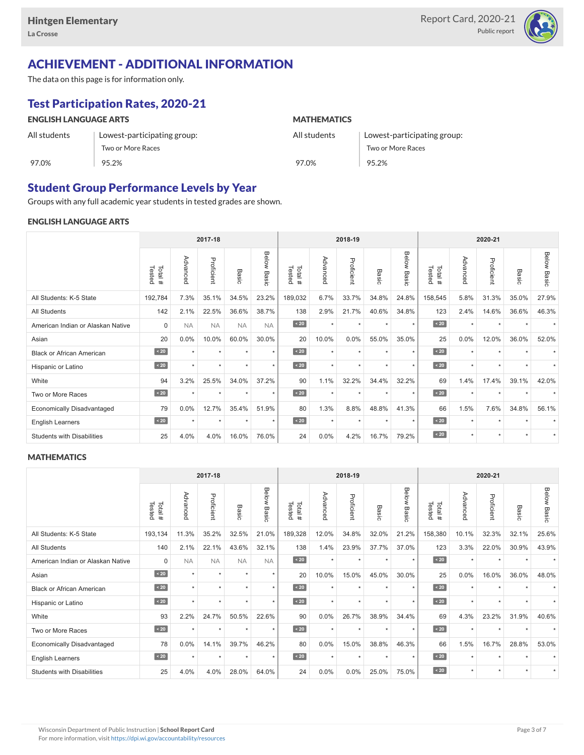# ACHIEVEMENT - ADDITIONAL INFORMATION

The data on this page is for information only.

## Test Participation Rates, 2020-21

### ENGLISH LANGUAGE ARTS

| All students | Lowest-participating group: Two or More Races |
|---|---|
| 97.0% | 95.2% |

### MATHEMATICS

| All students | Lowest-participating group: Two or More Races |
|---|---|
| 97.0% | 95.2% |

## Student Group Performance Levels by Year

Groups with any full academic year students in tested grades are shown.

### ENGLISH LANGUAGE ARTS

| | 2017-18 | | | | | 2018-19 | | | | | 2020-21 | | | | |
|---|---|---|---|---|---|---|---|---|---|---|---|---|---|---|---|
| | Total # Tested | Advanced | Proficient | Basic | Below Basic | Total # Tested | Advanced | Proficient | Basic | Below Basic | Total # Tested | Advanced | Proficient | Basic | Below Basic |
| All Students: K-5 State | 192,784 | 7.3% | 35.1% | 34.5% | 23.2% | 189,032 | 6.7% | 33.7% | 34.8% | 24.8% | 158,545 | 5.8% | 31.3% | 35.0% | 27.9% |
| All Students | 142 | 2.1% | 22.5% | 36.6% | 38.7% | 138 | 2.9% | 21.7% | 40.6% | 34.8% | 123 | 2.4% | 14.6% | 36.6% | 46.3% |
| American Indian or Alaskan Native | 0 | NA | NA | NA | NA | < 20 | * | * | * | * | < 20 | * | * | * | * |
| Asian | 20 | 0.0% | 10.0% | 60.0% | 30.0% | 20 | 10.0% | 0.0% | 55.0% | 35.0% | 25 | 0.0% | 12.0% | 36.0% | 52.0% |
| Black or African American | < 20 | * | * | * | * | < 20 | * | * | * | * | < 20 | * | * | * | * |
| Hispanic or Latino | < 20 | * | * | * | * | < 20 | * | * | * | * | < 20 | * | * | * | * |
| White | 94 | 3.2% | 25.5% | 34.0% | 37.2% | 90 | 1.1% | 32.2% | 34.4% | 32.2% | 69 | 1.4% | 17.4% | 39.1% | 42.0% |
| Two or More Races | < 20 | * | * | * | * | < 20 | * | * | * | * | < 20 | * | * | * | * |
| Economically Disadvantaged | 79 | 0.0% | 12.7% | 35.4% | 51.9% | 80 | 1.3% | 8.8% | 48.8% | 41.3% | 66 | 1.5% | 7.6% | 34.8% | 56.1% |
| English Learners | < 20 | * | * | * | * | < 20 | * | * | * | * | < 20 | * | * | * | * |
| Students with Disabilities | 25 | 4.0% | 4.0% | 16.0% | 76.0% | 24 | 0.0% | 4.2% | 16.7% | 79.2% | < 20 | * | * | * | * |

### MATHEMATICS

| | 2017-18 | | | | | 2018-19 | | | | | 2020-21 | | | | |
|---|---|---|---|---|---|---|---|---|---|---|---|---|---|---|---|
| | Total # Tested | Advanced | Proficient | Basic | Below Basic | Total # Tested | Advanced | Proficient | Basic | Below Basic | Total # Tested | Advanced | Proficient | Basic | Below Basic |
| All Students: K-5 State | 193,134 | 11.3% | 35.2% | 32.5% | 21.0% | 189,328 | 12.0% | 34.8% | 32.0% | 21.2% | 158,380 | 10.1% | 32.3% | 32.1% | 25.6% |
| All Students | 140 | 2.1% | 22.1% | 43.6% | 32.1% | 138 | 1.4% | 23.9% | 37.7% | 37.0% | 123 | 3.3% | 22.0% | 30.9% | 43.9% |
| American Indian or Alaskan Native | 0 | NA | NA | NA | NA | < 20 | * | * | * | * | < 20 | * | * | * | * |
| Asian | < 20 | * | * | * | * | 20 | 10.0% | 15.0% | 45.0% | 30.0% | 25 | 0.0% | 16.0% | 36.0% | 48.0% |
| Black or African American | < 20 | * | * | * | * | < 20 | * | * | * | * | < 20 | * | * | * | * |
| Hispanic or Latino | < 20 | * | * | * | * | < 20 | * | * | * | * | < 20 | * | * | * | * |
| White | 93 | 2.2% | 24.7% | 50.5% | 22.6% | 90 | 0.0% | 26.7% | 38.9% | 34.4% | 69 | 4.3% | 23.2% | 31.9% | 40.6% |
| Two or More Races | < 20 | * | * | * | * | < 20 | * | * | * | * | < 20 | * | * | * | * |
| Economically Disadvantaged | 78 | 0.0% | 14.1% | 39.7% | 46.2% | 80 | 0.0% | 15.0% | 38.8% | 46.3% | 66 | 1.5% | 16.7% | 28.8% | 53.0% |
| English Learners | < 20 | * | * | * | * | < 20 | * | * | * | * | < 20 | * | * | * | * |
| Students with Disabilities | 25 | 4.0% | 4.0% | 28.0% | 64.0% | 24 | 0.0% | 0.0% | 25.0% | 75.0% | < 20 | * | * | * | * |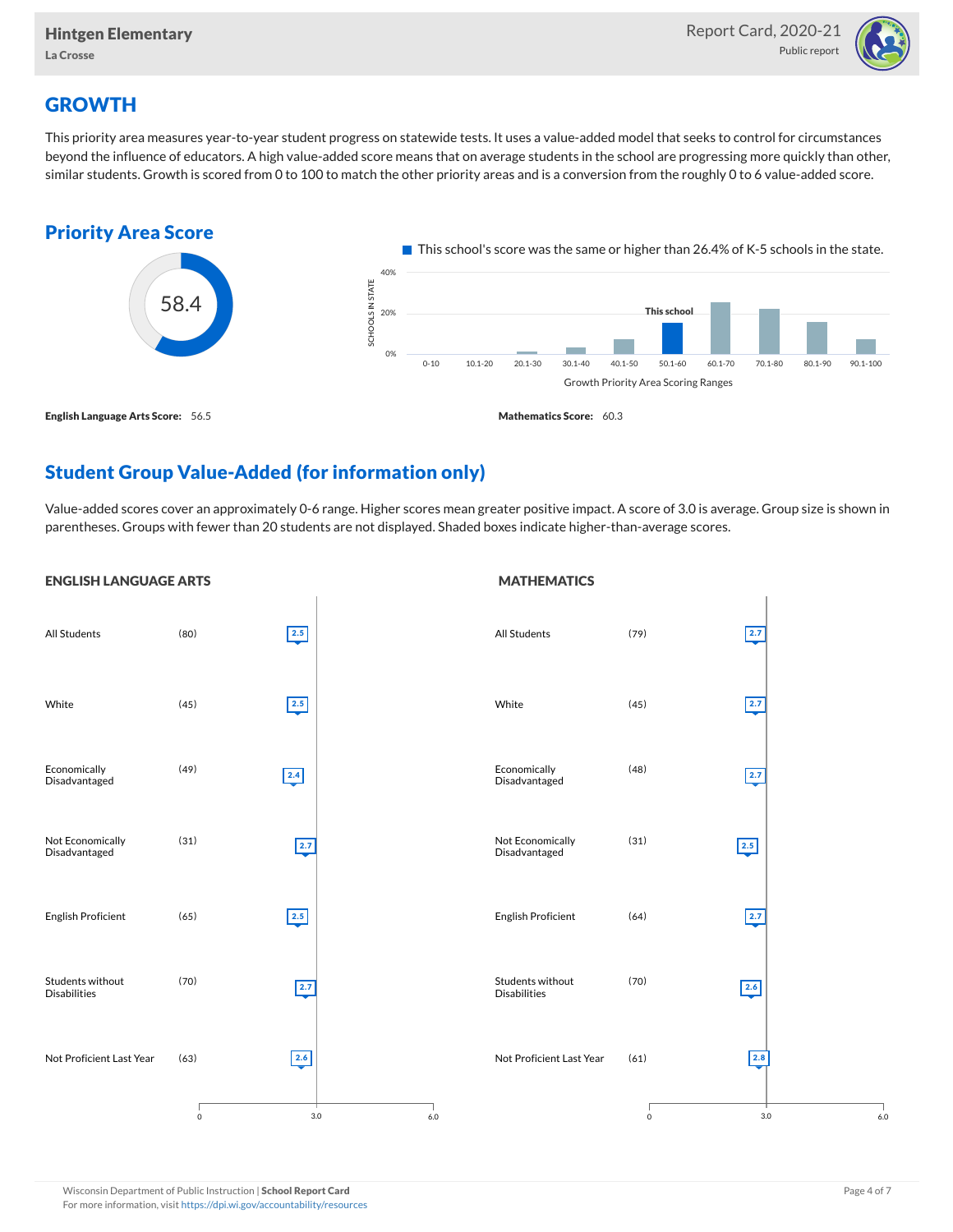## GROWTH

This priority area measures year-to-year student progress on statewide tests. It uses a value-added model that seeks to control for circumstances beyond the influence of educators. A high value-added score means that on average students in the school are progressing more quickly than other, similar students. Growth is scored from 0 to 100 to match the other priority areas and is a conversion from the roughly 0 to 6 value-added score.

### Priority Area Score

58.4

This school's score was the same or higher than 26.4% of K-5 schools in the state.

Growth Priority Area Scoring Ranges: 0-10, 10.1-20, 20.1-30, 30.1-40, 40.1-50, 50.1-60 (This school), 60.1-70, 70.1-80, 80.1-90, 90.1-100

**English Language Arts Score:** 56.5

**Mathematics Score:** 60.3

### Student Group Value-Added (for information only)

Value-added scores cover an approximately 0-6 range. Higher scores mean greater positive impact. A score of 3.0 is average. Group size is shown in parentheses. Groups with fewer than 20 students are not displayed. Shaded boxes indicate higher-than-average scores.

#### ENGLISH LANGUAGE ARTS

| Group | Size | Value-Added |
|---|---|---|
| All Students | (80) | 2.5 |
| White | (45) | 2.5 |
| Economically Disadvantaged | (49) | 2.4 |
| Not Economically Disadvantaged | (31) | 2.7 |
| English Proficient | (65) | 2.5 |
| Students without Disabilities | (70) | 2.7 |
| Not Proficient Last Year | (63) | 2.6 |

#### MATHEMATICS

| Group | Size | Value-Added |
|---|---|---|
| All Students | (79) | 2.7 |
| White | (45) | 2.7 |
| Economically Disadvantaged | (48) | 2.7 |
| Not Economically Disadvantaged | (31) | 2.5 |
| English Proficient | (64) | 2.7 |
| Students without Disabilities | (70) | 2.6 |
| Not Proficient Last Year | (61) | 2.8 |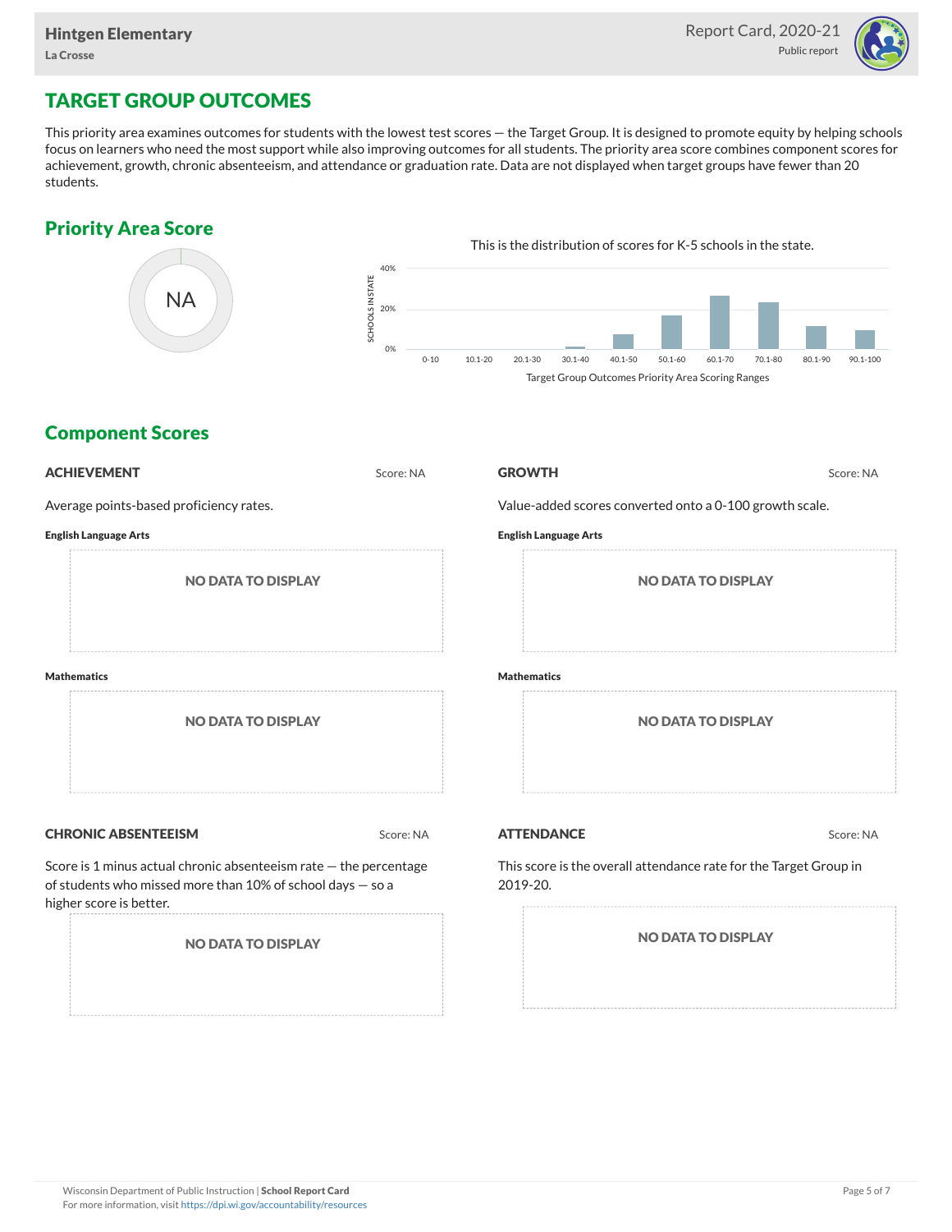# TARGET GROUP OUTCOMES

This priority area examines outcomes for students with the lowest test scores — the Target Group. It is designed to promote equity by helping schools focus on learners who need the most support while also improving outcomes for all students. The priority area score combines component scores for achievement, growth, chronic absenteeism, and attendance or graduation rate. Data are not displayed when target groups have fewer than 20 students.

## Priority Area Score

NA

This is the distribution of scores for K-5 schools in the state.

SCHOOLS IN STATE

40%
20%
0%

0-10 | 10.1-20 | 20.1-30 | 30.1-40 | 40.1-50 | 50.1-60 | 60.1-70 | 70.1-80 | 80.1-90 | 90.1-100

Target Group Outcomes Priority Area Scoring Ranges

## Component Scores

### ACHIEVEMENT

Score: NA

Average points-based proficiency rates.

**English Language Arts**

NO DATA TO DISPLAY

**Mathematics**

NO DATA TO DISPLAY

### GROWTH

Score: NA

Value-added scores converted onto a 0-100 growth scale.

**English Language Arts**

NO DATA TO DISPLAY

**Mathematics**

NO DATA TO DISPLAY

### CHRONIC ABSENTEEISM

Score: NA

Score is 1 minus actual chronic absenteeism rate — the percentage of students who missed more than 10% of school days — so a higher score is better.

NO DATA TO DISPLAY

### ATTENDANCE

Score: NA

This score is the overall attendance rate for the Target Group in 2019-20.

NO DATA TO DISPLAY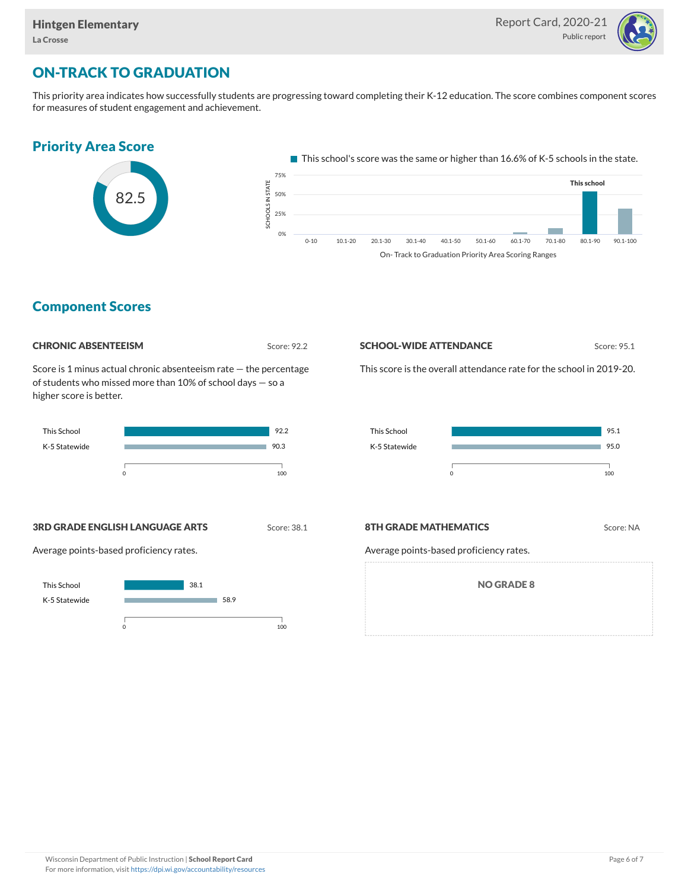# ON-TRACK TO GRADUATION

This priority area indicates how successfully students are progressing toward completing their K-12 education. The score combines component scores for measures of student engagement and achievement.

## Priority Area Score

82.5

This school's score was the same or higher than 16.6% of K-5 schools in the state.

| On- Track to Graduation Priority Area Scoring Ranges | 0-10 | 10.1-20 | 20.1-30 | 30.1-40 | 40.1-50 | 50.1-60 | 60.1-70 | 70.1-80 | 80.1-90 (This school) | 90.1-100 |
|---|---|---|---|---|---|---|---|---|---|---|

## Component Scores

### CHRONIC ABSENTEEISM

Score: 92.2

Score is 1 minus actual chronic absenteeism rate — the percentage of students who missed more than 10% of school days — so a higher score is better.

| | Score |
|---|---|
| This School | 92.2 |
| K-5 Statewide | 90.3 |

### SCHOOL-WIDE ATTENDANCE

Score: 95.1

This score is the overall attendance rate for the school in 2019-20.

| | Score |
|---|---|
| This School | 95.1 |
| K-5 Statewide | 95.0 |

### 3RD GRADE ENGLISH LANGUAGE ARTS

Score: 38.1

Average points-based proficiency rates.

| | Score |
|---|---|
| This School | 38.1 |
| K-5 Statewide | 58.9 |

### 8TH GRADE MATHEMATICS

Score: NA

Average points-based proficiency rates.

NO GRADE 8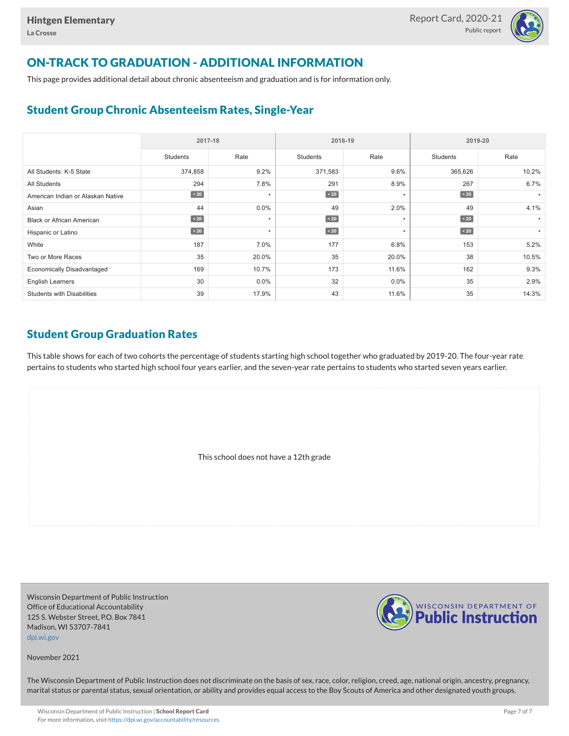# ON-TRACK TO GRADUATION - ADDITIONAL INFORMATION

This page provides additional detail about chronic absenteeism and graduation and is for information only.

## Student Group Chronic Absenteeism Rates, Single-Year

| | 2017-18 | | 2018-19 | | 2019-20 | |
|---|---|---|---|---|---|---|
| | Students | Rate | Students | Rate | Students | Rate |
| All Students: K-5 State | 374,858 | 9.2% | 371,583 | 9.6% | 365,626 | 10.2% |
| All Students | 294 | 7.8% | 291 | 8.9% | 267 | 6.7% |
| American Indian or Alaskan Native | < 20 | * | < 20 | * | < 20 | * |
| Asian | 44 | 0.0% | 49 | 2.0% | 49 | 4.1% |
| Black or African American | < 20 | * | < 20 | * | < 20 | * |
| Hispanic or Latino | < 20 | * | < 20 | * | < 20 | * |
| White | 187 | 7.0% | 177 | 6.8% | 153 | 5.2% |
| Two or More Races | 35 | 20.0% | 35 | 20.0% | 38 | 10.5% |
| Economically Disadvantaged | 169 | 10.7% | 173 | 11.6% | 162 | 9.3% |
| English Learners | 30 | 0.0% | 32 | 0.0% | 35 | 2.9% |
| Students with Disabilities | 39 | 17.9% | 43 | 11.6% | 35 | 14.3% |

## Student Group Graduation Rates

This table shows for each of two cohorts the percentage of students starting high school together who graduated by 2019-20. The four-year rate pertains to students who started high school four years earlier, and the seven-year rate pertains to students who started seven years earlier.

This school does not have a 12th grade

Wisconsin Department of Public Instruction
Office of Educational Accountability
125 S. Webster Street, P.O. Box 7841
Madison, WI 53707-7841
dpi.wi.gov

November 2021

The Wisconsin Department of Public Instruction does not discriminate on the basis of sex, race, color, religion, creed, age, national origin, ancestry, pregnancy, marital status or parental status, sexual orientation, or ability and provides equal access to the Boy Scouts of America and other designated youth groups.